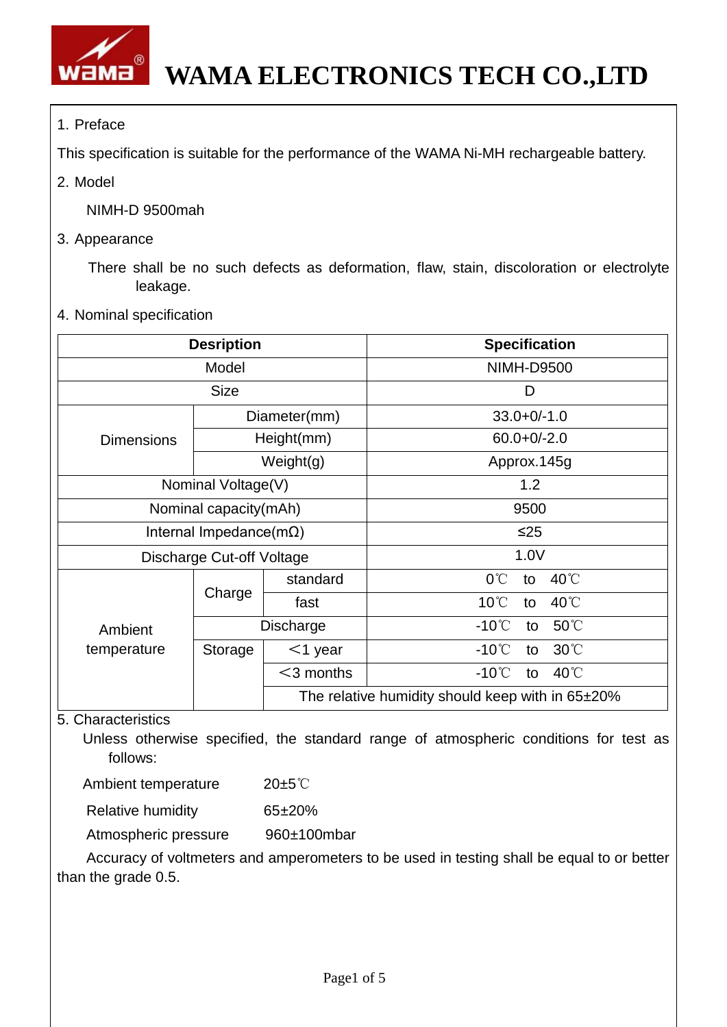# WAMA ELECTRONICS TECH CO.,LTD

1. Preface

This specification is suitable for the performance of the WAMA Ni-MH rechargeable battery.

2. Model

NIMH-D 9500mah

3. Appearance

There shall be no such defects as deformation, flaw, stain, discoloration or electrolyte leakage.

4. Nominal specification

| Desription | | | Specification |
|---|---|---|---|
| Model | | | NIMH-D9500 |
| Size | | | D |
| Dimensions | Diameter(mm) | | 33.0+0/-1.0 |
| | Height(mm) | | 60.0+0/-2.0 |
| | Weight(g) | | Approx.145g |
| Nominal Voltage(V) | | | 1.2 |
| Nominal capacity(mAh) | | | 9500 |
| Internal Impedance(mΩ) | | | ≤25 |
| Discharge Cut-off Voltage | | | 1.0V |
| Ambient temperature | Charge | standard | 0℃ to 40℃ |
| | | fast | 10℃ to 40℃ |
| | Discharge | | -10℃ to 50℃ |
| | Storage | ＜1 year | -10℃ to 30℃ |
| | | ＜3 months | -10℃ to 40℃ |
| | | The relative humidity should keep with in 65±20% | |

5. Characteristics

Unless otherwise specified, the standard range of atmospheric conditions for test as follows:

Ambient temperature 20±5℃

Relative humidity 65±20%

Atmospheric pressure 960±100mbar

Accuracy of voltmeters and amperometers to be used in testing shall be equal to or better than the grade 0.5.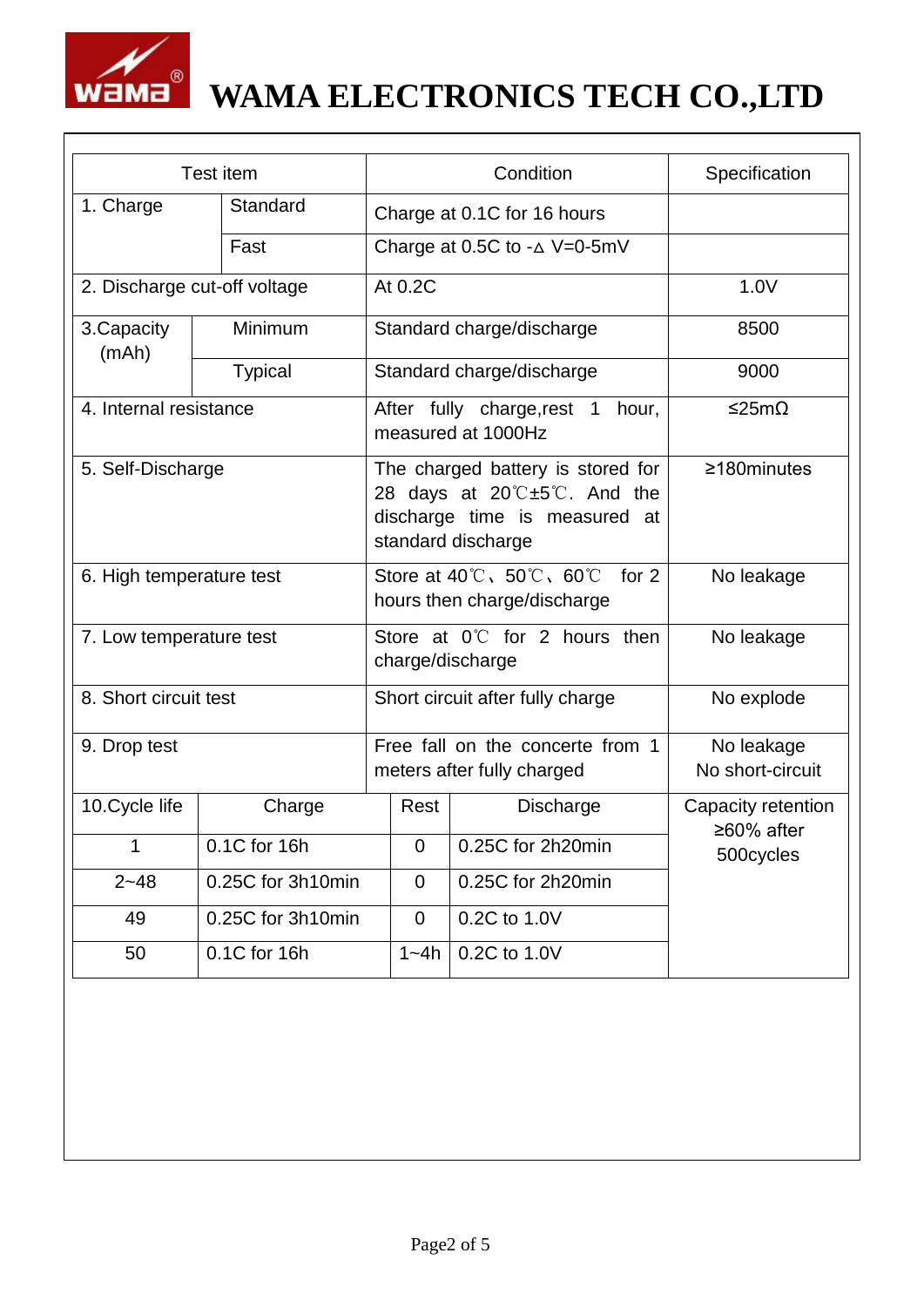# WAMA ELECTRONICS TECH CO.,LTD

| Test item | | Condition | Specification |
|---|---|---|---|
| 1. Charge | Standard | Charge at 0.1C for 16 hours | |
| | Fast | Charge at 0.5C to -∆ V=0-5mV | |
| 2. Discharge cut-off voltage | | At 0.2C | 1.0V |
| 3.Capacity (mAh) | Minimum | Standard charge/discharge | 8500 |
| | Typical | Standard charge/discharge | 9000 |
| 4. Internal resistance | | After fully charge,rest 1 hour, measured at 1000Hz | ≤25mΩ |
| 5. Self-Discharge | | The charged battery is stored for 28 days at 20℃±5℃. And the discharge time is measured at standard discharge | ≥180minutes |
| 6. High temperature test | | Store at 40℃、50℃、60℃ for 2 hours then charge/discharge | No leakage |
| 7. Low temperature test | | Store at 0℃ for 2 hours then charge/discharge | No leakage |
| 8. Short circuit test | | Short circuit after fully charge | No explode |
| 9. Drop test | | Free fall on the concerte from 1 meters after fully charged | No leakage<br>No short-circuit |

| 10.Cycle life | Charge | Rest | Discharge | Capacity retention ≥60% after 500cycles |
|---|---|---|---|---|
| 1 | 0.1C for 16h | 0 | 0.25C for 2h20min | |
| 2~48 | 0.25C for 3h10min | 0 | 0.25C for 2h20min | |
| 49 | 0.25C for 3h10min | 0 | 0.2C to 1.0V | |
| 50 | 0.1C for 16h | 1~4h | 0.2C to 1.0V | |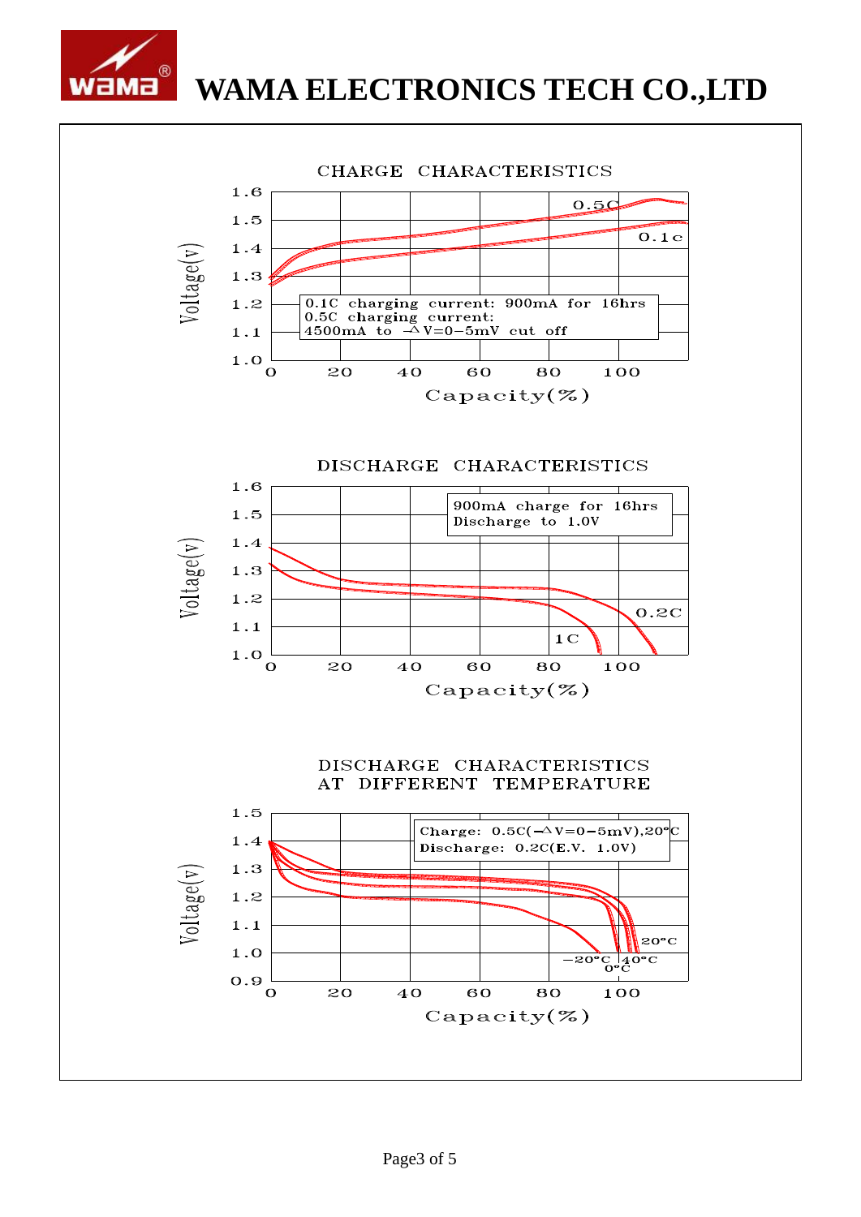# WAMA ELECTRONICS TECH CO.,LTD

## CHARGE CHARACTERISTICS

Voltage(v)

1.6, 1.5, 1.4, 1.3, 1.2, 1.1, 1.0

0.5C

0.1c

0.1C charging current: 900mA for 16hrs
0.5C charging current:
4500mA to $-\Delta V=0-5mV$ cut off

0, 20, 40, 60, 80, 100

Capacity(%)

## DISCHARGE CHARACTERISTICS

Voltage(v)

1.6, 1.5, 1.4, 1.3, 1.2, 1.1, 1.0

900mA charge for 16hrs
Discharge to 1.0V

0.2C

1C

0, 20, 40, 60, 80, 100

Capacity(%)

## DISCHARGE CHARACTERISTICS AT DIFFERENT TEMPERATURE

Voltage(v)

1.5, 1.4, 1.3, 1.2, 1.1, 1.0, 0.9

Charge: 0.5C($-\Delta V=0-5mV$),20°C
Discharge: 0.2C(E.V. 1.0V)

20°C

−20°C 40°C

0°C

0, 20, 40, 60, 80, 100

Capacity(%)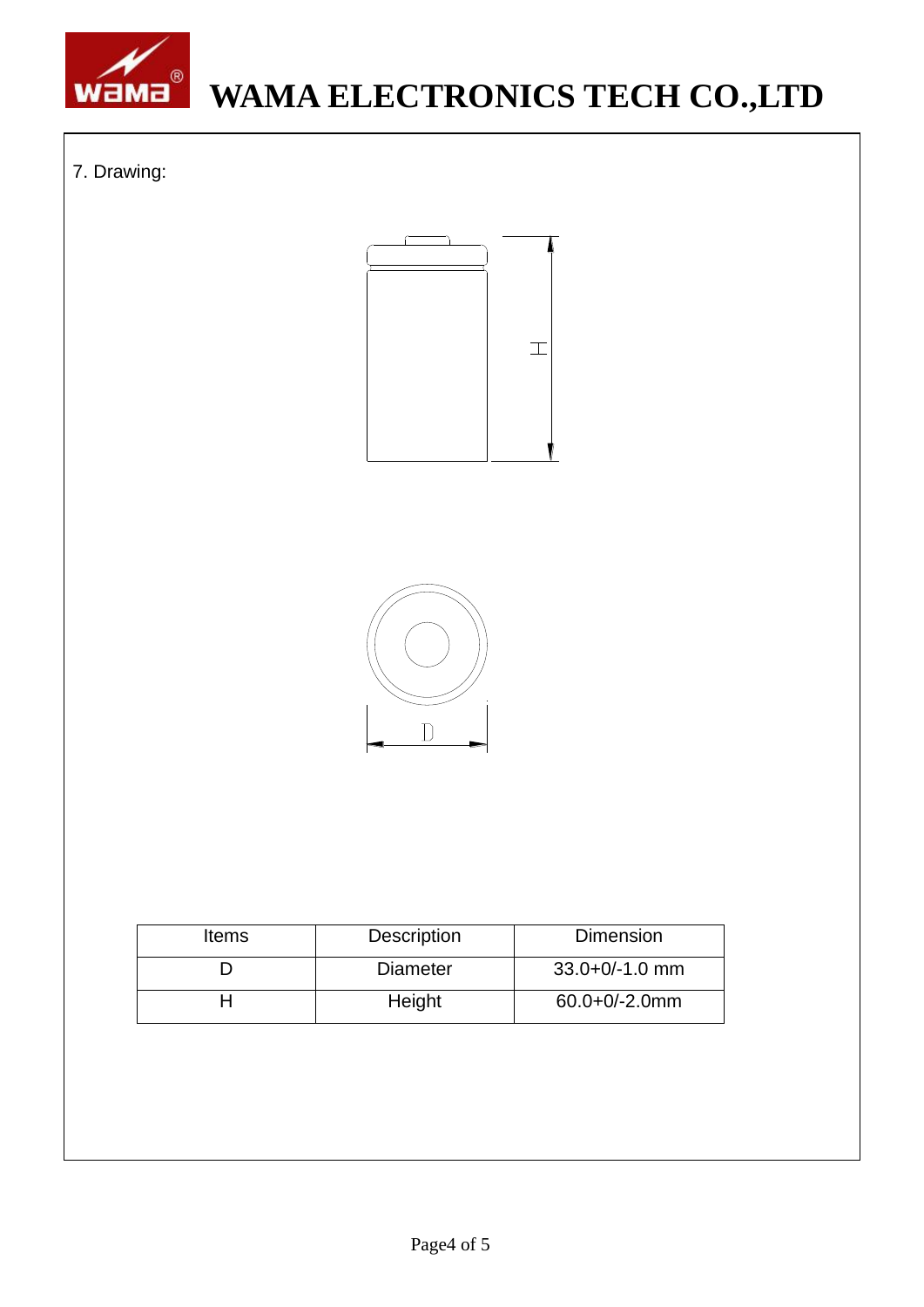7. Drawing:

| Items | Description | Dimension |
|---|---|---|
| D | Diameter | 33.0+0/-1.0 mm |
| H | Height | 60.0+0/-2.0mm |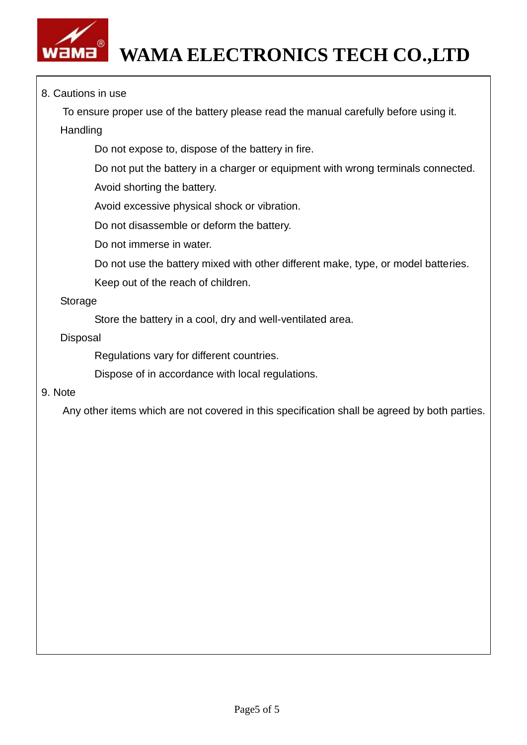## 8. Cautions in use

To ensure proper use of the battery please read the manual carefully before using it.

### Handling

- Do not expose to, dispose of the battery in fire.
- Do not put the battery in a charger or equipment with wrong terminals connected.
- Avoid shorting the battery.
- Avoid excessive physical shock or vibration.
- Do not disassemble or deform the battery.
- Do not immerse in water.
- Do not use the battery mixed with other different make, type, or model batteries.
- Keep out of the reach of children.

### Storage

- Store the battery in a cool, dry and well-ventilated area.

### Disposal

- Regulations vary for different countries.
- Dispose of in accordance with local regulations.

## 9. Note

Any other items which are not covered in this specification shall be agreed by both parties.